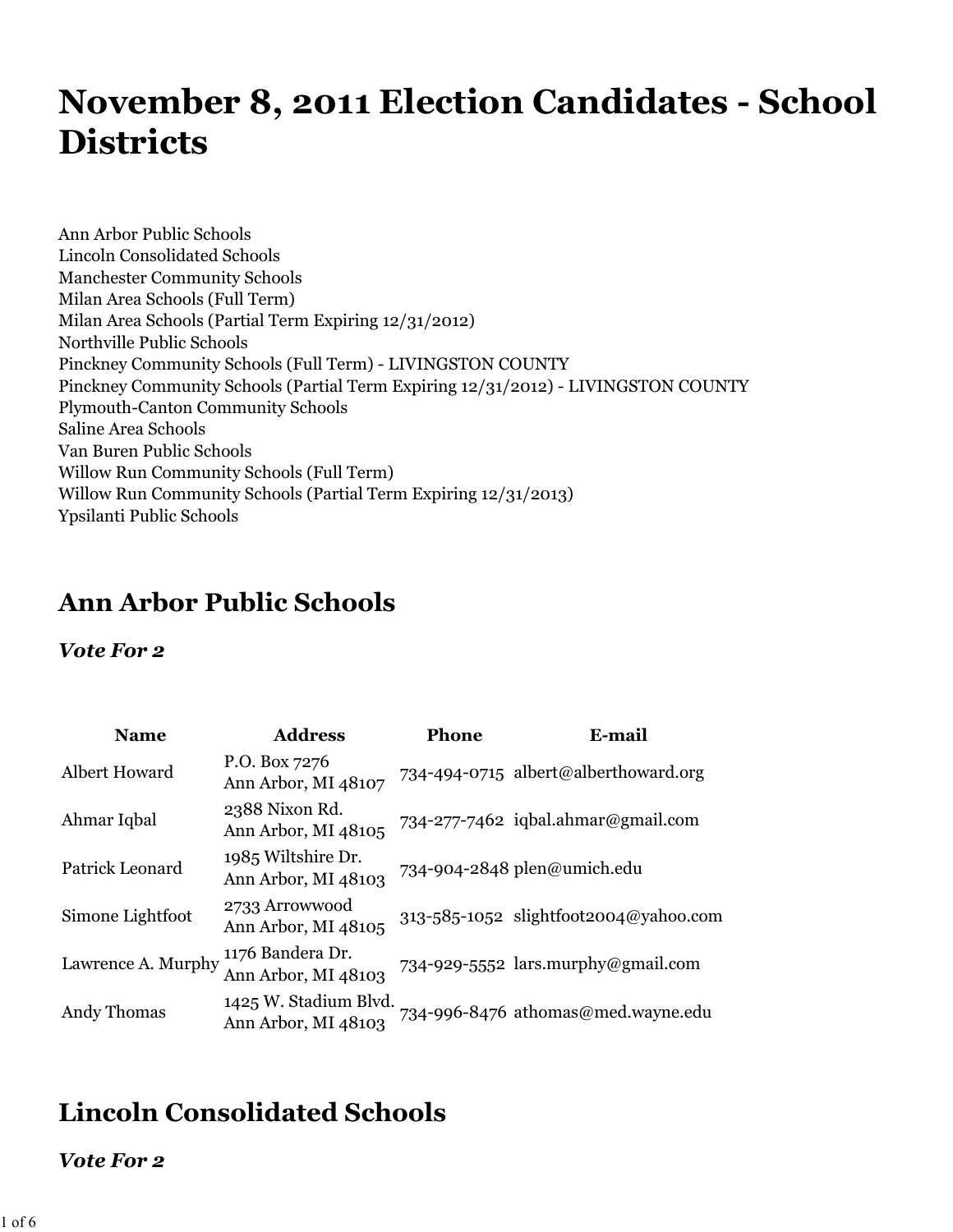# November 8, 2011 Election Candidates - School Districts

Ann Arbor Public Schools
Lincoln Consolidated Schools
Manchester Community Schools
Milan Area Schools (Full Term)
Milan Area Schools (Partial Term Expiring 12/31/2012)
Northville Public Schools
Pinckney Community Schools (Full Term) - LIVINGSTON COUNTY
Pinckney Community Schools (Partial Term Expiring 12/31/2012) - LIVINGSTON COUNTY
Plymouth-Canton Community Schools
Saline Area Schools
Van Buren Public Schools
Willow Run Community Schools (Full Term)
Willow Run Community Schools (Partial Term Expiring 12/31/2013)
Ypsilanti Public Schools

## Ann Arbor Public Schools

***Vote For 2***

| Name | Address | Phone | E-mail |
|---|---|---|---|
| Albert Howard | P.O. Box 7276<br>Ann Arbor, MI 48107 | 734-494-0715 | albert@alberthoward.org |
| Ahmar Iqbal | 2388 Nixon Rd.<br>Ann Arbor, MI 48105 | 734-277-7462 | iqbal.ahmar@gmail.com |
| Patrick Leonard | 1985 Wiltshire Dr.<br>Ann Arbor, MI 48103 | 734-904-2848 | plen@umich.edu |
| Simone Lightfoot | 2733 Arrowwood<br>Ann Arbor, MI 48105 | 313-585-1052 | slightfoot2004@yahoo.com |
| Lawrence A. Murphy | 1176 Bandera Dr.<br>Ann Arbor, MI 48103 | 734-929-5552 | lars.murphy@gmail.com |
| Andy Thomas | 1425 W. Stadium Blvd.<br>Ann Arbor, MI 48103 | 734-996-8476 | athomas@med.wayne.edu |

## Lincoln Consolidated Schools

***Vote For 2***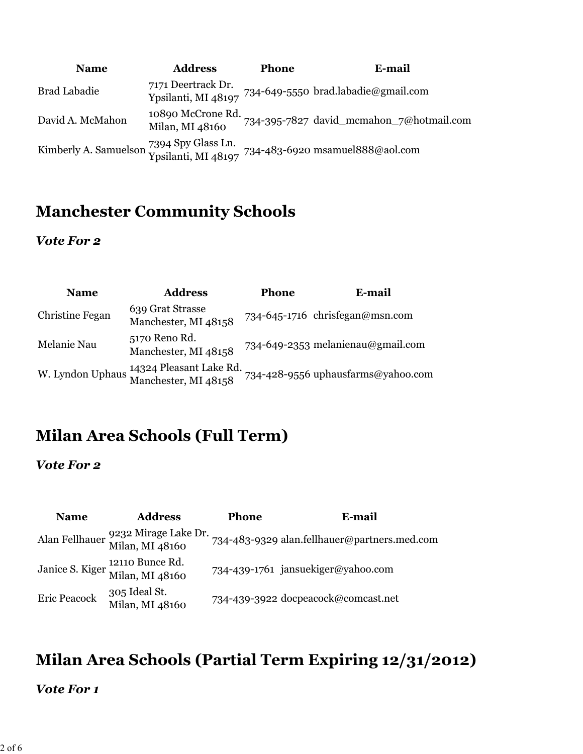| Name | Address | Phone | E-mail |
| --- | --- | --- | --- |
| Brad Labadie | 7171 Deertrack Dr. Ypsilanti, MI 48197 | 734-649-5550 | brad.labadie@gmail.com |
| David A. McMahon | 10890 McCrone Rd. Milan, MI 48160 | 734-395-7827 | david_mcmahon_7@hotmail.com |
| Kimberly A. Samuelson | 7394 Spy Glass Ln. Ypsilanti, MI 48197 | 734-483-6920 | msamuel888@aol.com |

## Manchester Community Schools

***Vote For 2***

| Name | Address | Phone | E-mail |
| --- | --- | --- | --- |
| Christine Fegan | 639 Grat Strasse Manchester, MI 48158 | 734-645-1716 | chrisfegan@msn.com |
| Melanie Nau | 5170 Reno Rd. Manchester, MI 48158 | 734-649-2353 | melanienau@gmail.com |
| W. Lyndon Uphaus | 14324 Pleasant Lake Rd. Manchester, MI 48158 | 734-428-9556 | uphausfarms@yahoo.com |

## Milan Area Schools (Full Term)

***Vote For 2***

| Name | Address | Phone | E-mail |
| --- | --- | --- | --- |
| Alan Fellhauer | 9232 Mirage Lake Dr. Milan, MI 48160 | 734-483-9329 | alan.fellhauer@partners.med.com |
| Janice S. Kiger | 12110 Bunce Rd. Milan, MI 48160 | 734-439-1761 | jansuekiger@yahoo.com |
| Eric Peacock | 305 Ideal St. Milan, MI 48160 | 734-439-3922 | docpeacock@comcast.net |

## Milan Area Schools (Partial Term Expiring 12/31/2012)

***Vote For 1***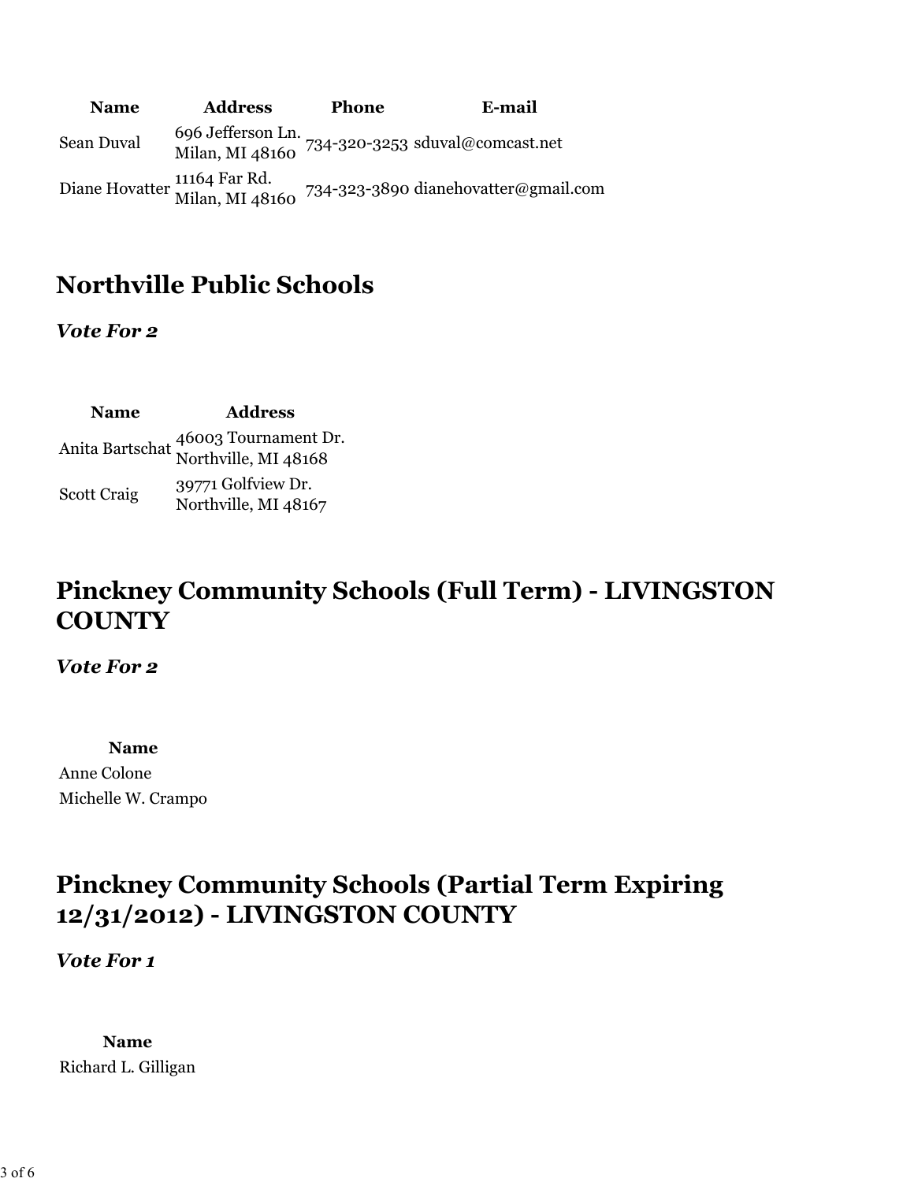| Name | Address | Phone | E-mail |
| --- | --- | --- | --- |
| Sean Duval | 696 Jefferson Ln. Milan, MI 48160 | 734-320-3253 | sduval@comcast.net |
| Diane Hovatter | 11164 Far Rd. Milan, MI 48160 | 734-323-3890 | dianehovatter@gmail.com |

## Northville Public Schools

***Vote For 2***

| Name | Address |
| --- | --- |
| Anita Bartschat | 46003 Tournament Dr. Northville, MI 48168 |
| Scott Craig | 39771 Golfview Dr. Northville, MI 48167 |

## Pinckney Community Schools (Full Term) - LIVINGSTON COUNTY

***Vote For 2***

| Name |
| --- |
| Anne Colone |
| Michelle W. Crampo |

## Pinckney Community Schools (Partial Term Expiring 12/31/2012) - LIVINGSTON COUNTY

***Vote For 1***

| Name |
| --- |
| Richard L. Gilligan |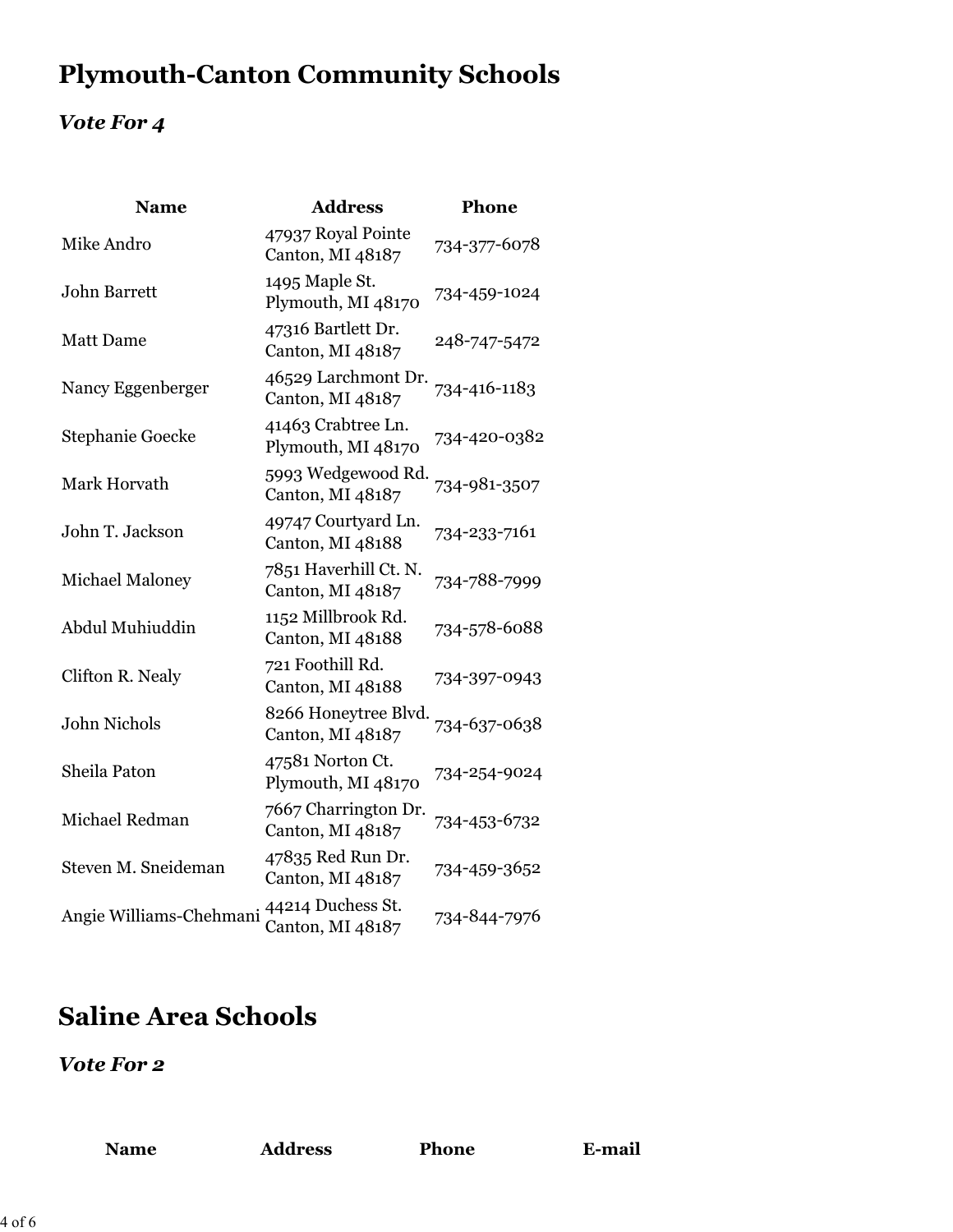# Plymouth-Canton Community Schools

### *Vote For 4*

| Name | Address | Phone |
|---|---|---|
| Mike Andro | 47937 Royal Pointe<br>Canton, MI 48187 | 734-377-6078 |
| John Barrett | 1495 Maple St.<br>Plymouth, MI 48170 | 734-459-1024 |
| Matt Dame | 47316 Bartlett Dr.<br>Canton, MI 48187 | 248-747-5472 |
| Nancy Eggenberger | 46529 Larchmont Dr.<br>Canton, MI 48187 | 734-416-1183 |
| Stephanie Goecke | 41463 Crabtree Ln.<br>Plymouth, MI 48170 | 734-420-0382 |
| Mark Horvath | 5993 Wedgewood Rd.<br>Canton, MI 48187 | 734-981-3507 |
| John T. Jackson | 49747 Courtyard Ln.<br>Canton, MI 48188 | 734-233-7161 |
| Michael Maloney | 7851 Haverhill Ct. N.<br>Canton, MI 48187 | 734-788-7999 |
| Abdul Muhiuddin | 1152 Millbrook Rd.<br>Canton, MI 48188 | 734-578-6088 |
| Clifton R. Nealy | 721 Foothill Rd.<br>Canton, MI 48188 | 734-397-0943 |
| John Nichols | 8266 Honeytree Blvd.<br>Canton, MI 48187 | 734-637-0638 |
| Sheila Paton | 47581 Norton Ct.<br>Plymouth, MI 48170 | 734-254-9024 |
| Michael Redman | 7667 Charrington Dr.<br>Canton, MI 48187 | 734-453-6732 |
| Steven M. Sneideman | 47835 Red Run Dr.<br>Canton, MI 48187 | 734-459-3652 |
| Angie Williams-Chehmani | 44214 Duchess St.<br>Canton, MI 48187 | 734-844-7976 |

# Saline Area Schools

### *Vote For 2*

| Name | Address | Phone | E-mail |
|---|---|---|---|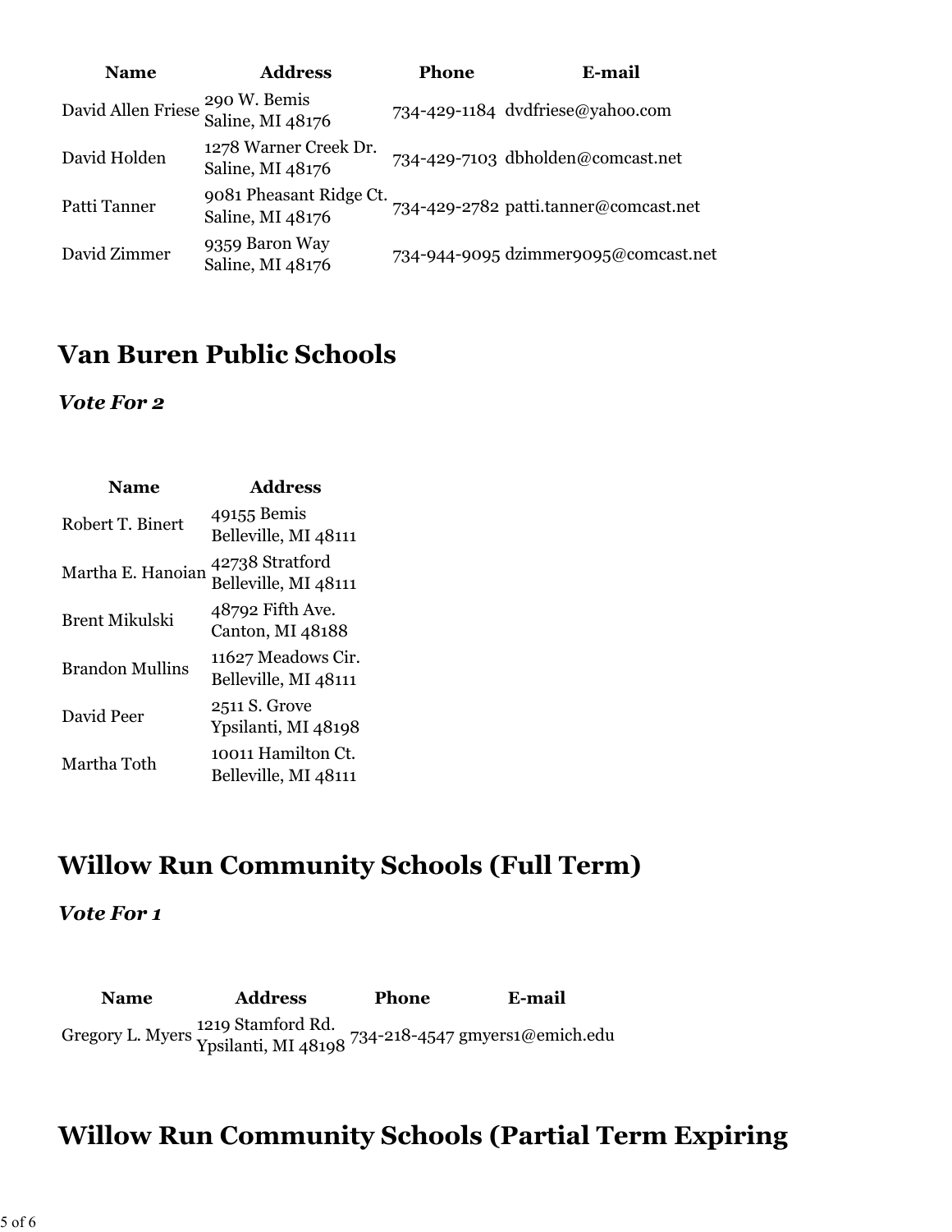| Name | Address | Phone | E-mail |
|---|---|---|---|
| David Allen Friese | 290 W. Bemis<br>Saline, MI 48176 | 734-429-1184 | dvdfriese@yahoo.com |
| David Holden | 1278 Warner Creek Dr.<br>Saline, MI 48176 | 734-429-7103 | dbholden@comcast.net |
| Patti Tanner | 9081 Pheasant Ridge Ct.<br>Saline, MI 48176 | 734-429-2782 | patti.tanner@comcast.net |
| David Zimmer | 9359 Baron Way<br>Saline, MI 48176 | 734-944-9095 | dzimmer9095@comcast.net |

## Van Buren Public Schools

***Vote For 2***

| Name | Address |
|---|---|
| Robert T. Binert | 49155 Bemis<br>Belleville, MI 48111 |
| Martha E. Hanoian | 42738 Stratford<br>Belleville, MI 48111 |
| Brent Mikulski | 48792 Fifth Ave.<br>Canton, MI 48188 |
| Brandon Mullins | 11627 Meadows Cir.<br>Belleville, MI 48111 |
| David Peer | 2511 S. Grove<br>Ypsilanti, MI 48198 |
| Martha Toth | 10011 Hamilton Ct.<br>Belleville, MI 48111 |

## Willow Run Community Schools (Full Term)

***Vote For 1***

| Name | Address | Phone | E-mail |
|---|---|---|---|
| Gregory L. Myers | 1219 Stamford Rd.<br>Ypsilanti, MI 48198 | 734-218-4547 | gmyers1@emich.edu |

## Willow Run Community Schools (Partial Term Expiring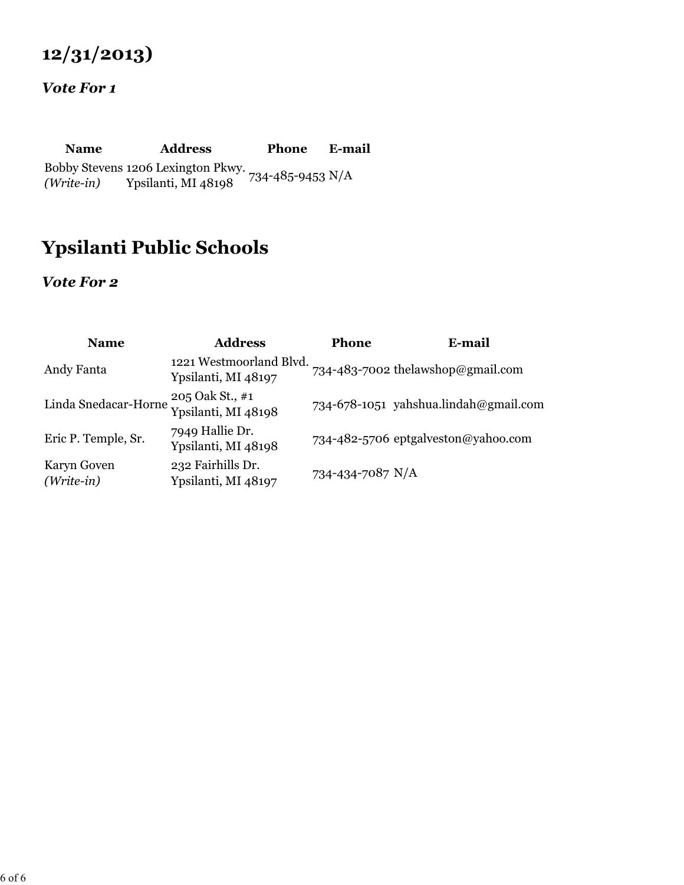## 12/31/2013)

***Vote For 1***

| Name | Address | Phone | E-mail |
| --- | --- | --- | --- |
| Bobby Stevens *(Write-in)* | 1206 Lexington Pkwy. Ypsilanti, MI 48198 | 734-485-9453 | N/A |

## Ypsilanti Public Schools

***Vote For 2***

| Name | Address | Phone | E-mail |
| --- | --- | --- | --- |
| Andy Fanta | 1221 Westmoorland Blvd. Ypsilanti, MI 48197 | 734-483-7002 | thelawshop@gmail.com |
| Linda Snedacar-Horne | 205 Oak St., #1 Ypsilanti, MI 48198 | 734-678-1051 | yahshua.lindah@gmail.com |
| Eric P. Temple, Sr. | 7949 Hallie Dr. Ypsilanti, MI 48198 | 734-482-5706 | eptgalveston@yahoo.com |
| Karyn Goven *(Write-in)* | 232 Fairhills Dr. Ypsilanti, MI 48197 | 734-434-7087 | N/A |